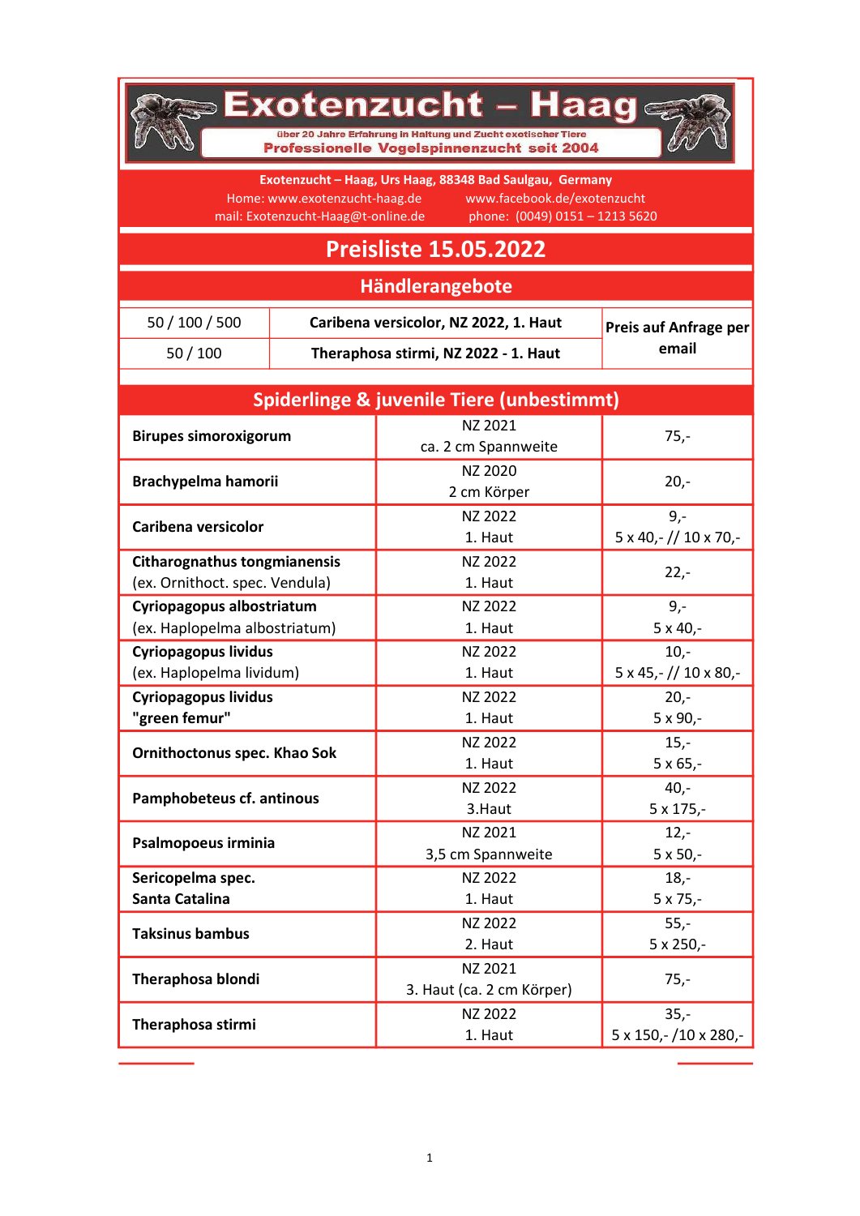# Exotenzucht – Haag

über 20 Jahre Erfahrung in Haltung und Zucht exotischer Tiere

**Professionelle Vogelspinnenzucht seit 2004**

**Exotenzucht – Haag, Urs Haag, 88348 Bad Saulgau, Germany**

Home: www.exotenzucht-haag.de www.facebook.de/exotenzucht

mail: Exotenzucht-Haag@t-online.de phone: (0049) 0151 – 1213 5620

## Preisliste 15.05.2022

### Händlerangebote

| | | |
|---|---|---|
| 50 / 100 / 500 | **Caribena versicolor, NZ 2022, 1. Haut** | **Preis auf Anfrage per email** |
| 50 / 100 | **Theraphosa stirmi, NZ 2022 - 1. Haut** | |

### Spiderlinge & juvenile Tiere (unbestimmt)

| | | |
|---|---|---|
| **Birupes simoroxigorum** | NZ 2021<br>ca. 2 cm Spannweite | 75,- |
| **Brachypelma hamorii** | NZ 2020<br>2 cm Körper | 20,- |
| **Caribena versicolor** | NZ 2022<br>1. Haut | 9,-<br>5 x 40,- // 10 x 70,- |
| **Citharognathus tongmianensis**<br>(ex. Ornithoct. spec. Vendula) | NZ 2022<br>1. Haut | 22,- |
| **Cyriopagopus albostriatum**<br>(ex. Haplopelma albostriatum) | NZ 2022<br>1. Haut | 9,-<br>5 x 40,- |
| **Cyriopagopus lividus**<br>(ex. Haplopelma lividum) | NZ 2022<br>1. Haut | 10,-<br>5 x 45,- // 10 x 80,- |
| **Cyriopagopus lividus**<br>**"green femur"** | NZ 2022<br>1. Haut | 20,-<br>5 x 90,- |
| **Ornithoctonus spec. Khao Sok** | NZ 2022<br>1. Haut | 15,-<br>5 x 65,- |
| **Pamphobeteus cf. antinous** | NZ 2022<br>3.Haut | 40,-<br>5 x 175,- |
| **Psalmopoeus irminia** | NZ 2021<br>3,5 cm Spannweite | 12,-<br>5 x 50,- |
| **Sericopelma spec.**<br>**Santa Catalina** | NZ 2022<br>1. Haut | 18,-<br>5 x 75,- |
| **Taksinus bambus** | NZ 2022<br>2. Haut | 55,-<br>5 x 250,- |
| **Theraphosa blondi** | NZ 2021<br>3. Haut (ca. 2 cm Körper) | 75,- |
| **Theraphosa stirmi** | NZ 2022<br>1. Haut | 35,-<br>5 x 150,- /10 x 280,- |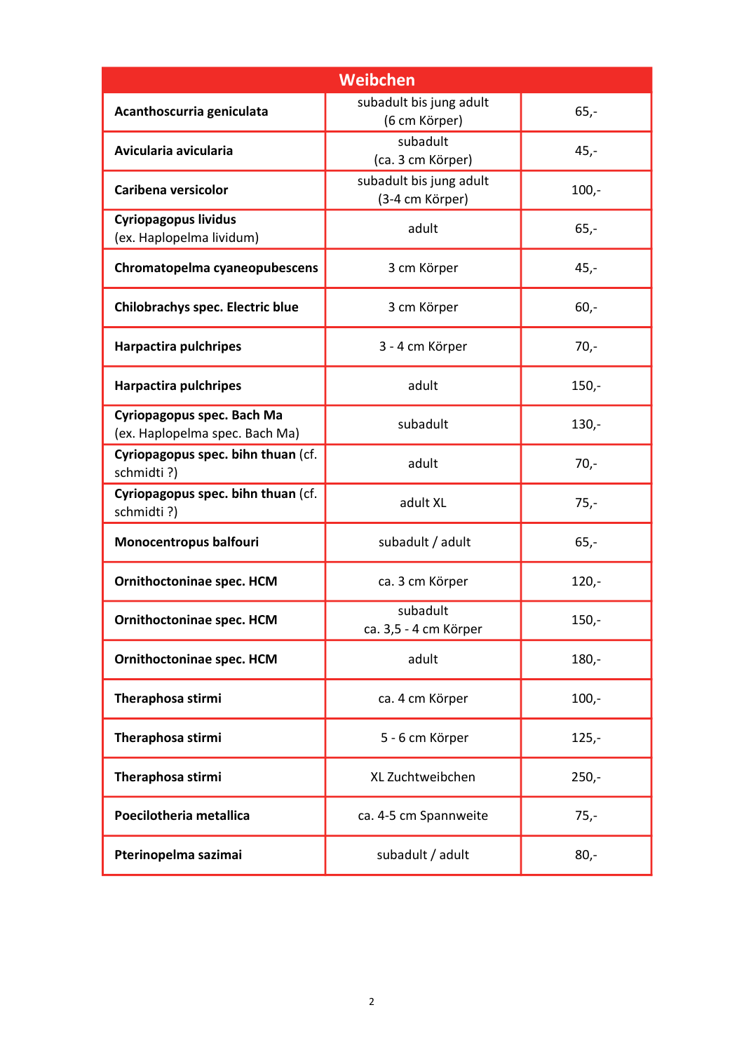| Weibchen | | |
|---|---|---|
| **Acanthoscurria geniculata** | subadult bis jung adult (6 cm Körper) | 65,- |
| **Avicularia avicularia** | subadult (ca. 3 cm Körper) | 45,- |
| **Caribena versicolor** | subadult bis jung adult (3-4 cm Körper) | 100,- |
| **Cyriopagopus lividus** (ex. Haplopelma lividum) | adult | 65,- |
| **Chromatopelma cyaneopubescens** | 3 cm Körper | 45,- |
| **Chilobrachys spec. Electric blue** | 3 cm Körper | 60,- |
| **Harpactira pulchripes** | 3 - 4 cm Körper | 70,- |
| **Harpactira pulchripes** | adult | 150,- |
| **Cyriopagopus spec. Bach Ma** (ex. Haplopelma spec. Bach Ma) | subadult | 130,- |
| **Cyriopagopus spec. bihn thuan** (cf. schmidti ?) | adult | 70,- |
| **Cyriopagopus spec. bihn thuan** (cf. schmidti ?) | adult XL | 75,- |
| **Monocentropus balfouri** | subadult / adult | 65,- |
| **Ornithoctoninae spec. HCM** | ca. 3 cm Körper | 120,- |
| **Ornithoctoninae spec. HCM** | subadult ca. 3,5 - 4 cm Körper | 150,- |
| **Ornithoctoninae spec. HCM** | adult | 180,- |
| **Theraphosa stirmi** | ca. 4 cm Körper | 100,- |
| **Theraphosa stirmi** | 5 - 6 cm Körper | 125,- |
| **Theraphosa stirmi** | XL Zuchtweibchen | 250,- |
| **Poecilotheria metallica** | ca. 4-5 cm Spannweite | 75,- |
| **Pterinopelma sazimai** | subadult / adult | 80,- |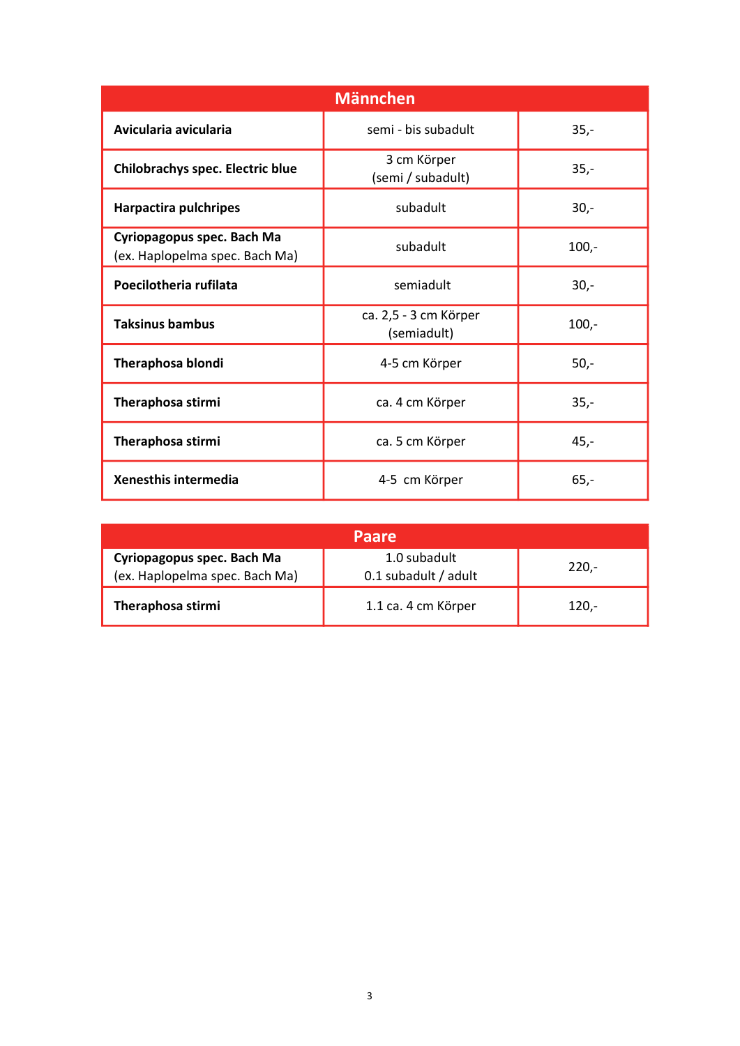| Männchen | | |
|---|---|---|
| **Avicularia avicularia** | semi - bis subadult | 35,- |
| **Chilobrachys spec. Electric blue** | 3 cm Körper (semi / subadult) | 35,- |
| **Harpactira pulchripes** | subadult | 30,- |
| **Cyriopagopus spec. Bach Ma** (ex. Haplopelma spec. Bach Ma) | subadult | 100,- |
| **Poecilotheria rufilata** | semiadult | 30,- |
| **Taksinus bambus** | ca. 2,5 - 3 cm Körper (semiadult) | 100,- |
| **Theraphosa blondi** | 4-5 cm Körper | 50,- |
| **Theraphosa stirmi** | ca. 4 cm Körper | 35,- |
| **Theraphosa stirmi** | ca. 5 cm Körper | 45,- |
| **Xenesthis intermedia** | 4-5 cm Körper | 65,- |

| Paare | | |
|---|---|---|
| **Cyriopagopus spec. Bach Ma** (ex. Haplopelma spec. Bach Ma) | 1.0 subadult 0.1 subadult / adult | 220,- |
| **Theraphosa stirmi** | 1.1 ca. 4 cm Körper | 120,- |